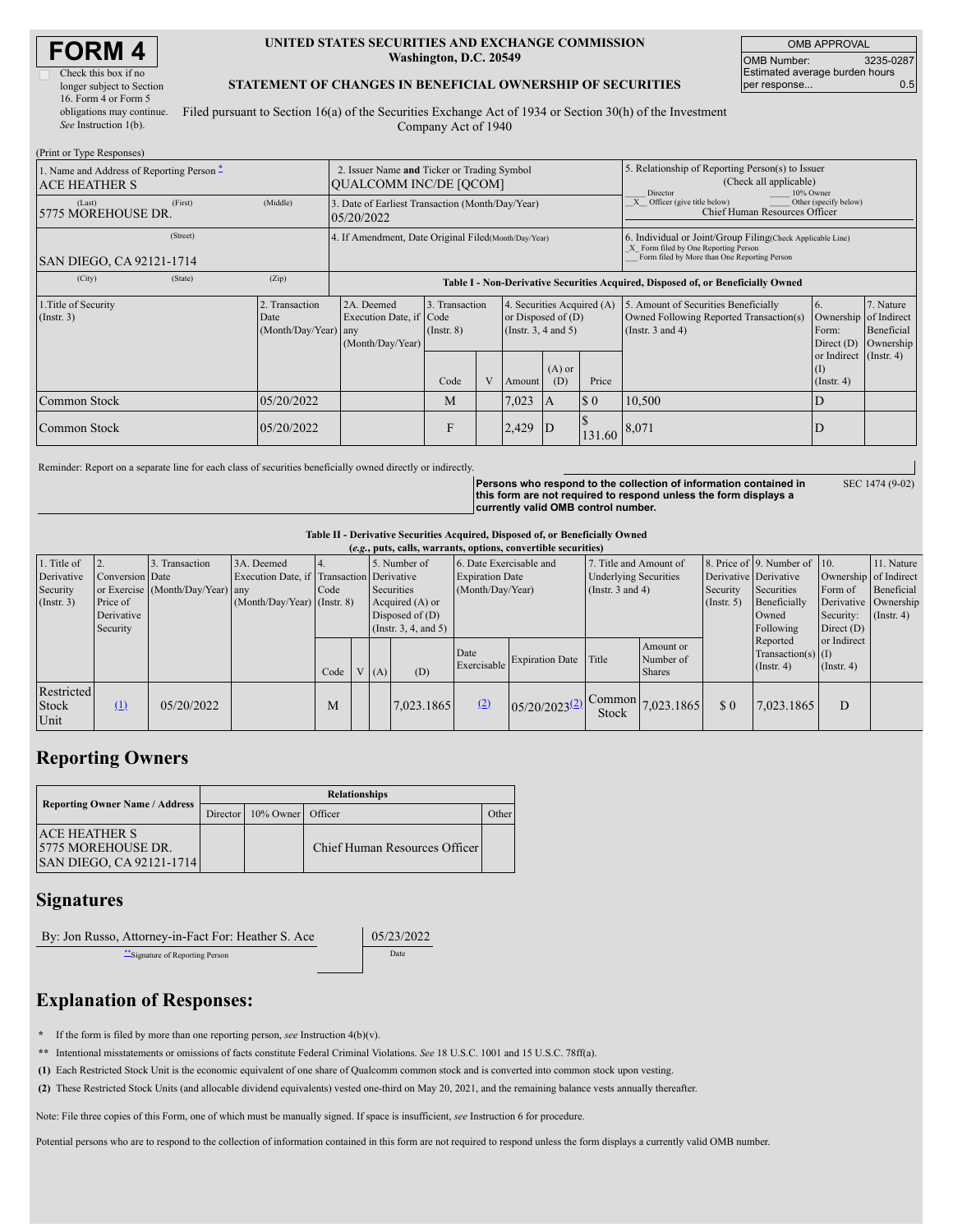# FORM 4

☐ Check this box if no longer subject to Section 16. Form 4 or Form 5 obligations may continue. *See* Instruction 1(b).

**UNITED STATES SECURITIES AND EXCHANGE COMMISSION**
**Washington, D.C. 20549**

**STATEMENT OF CHANGES IN BENEFICIAL OWNERSHIP OF SECURITIES**

Filed pursuant to Section 16(a) of the Securities Exchange Act of 1934 or Section 30(h) of the Investment Company Act of 1940

| OMB APPROVAL | |
|---|---|
| OMB Number: | 3235-0287 |
| Estimated average burden hours per response... | 0.5 |

(Print or Type Responses)

| 1. Name and Address of Reporting Person * | 2. Issuer Name and Ticker or Trading Symbol | 5. Relationship of Reporting Person(s) to Issuer (Check all applicable) |
|---|---|---|
| ACE HEATHER S | QUALCOMM INC/DE [QCOM] | ___ Director ___ 10% Owner |
| (Last) (First) (Middle) 5775 MOREHOUSE DR. | 3. Date of Earliest Transaction (Month/Day/Year) 05/20/2022 | _X_ Officer (give title below) ___ Other (specify below) Chief Human Resources Officer |
| (Street) SAN DIEGO, CA 92121-1714 | 4. If Amendment, Date Original Filed (Month/Day/Year) | 6. Individual or Joint/Group Filing (Check Applicable Line) _X_ Form filed by One Reporting Person ___ Form filed by More than One Reporting Person |
| (City) (State) (Zip) | | |

**Table I - Non-Derivative Securities Acquired, Disposed of, or Beneficially Owned**

| 1.Title of Security (Instr. 3) | 2. Transaction Date (Month/Day/Year) | 2A. Deemed Execution Date, if any (Month/Day/Year) | 3. Transaction Code (Instr. 8) | | 4. Securities Acquired (A) or Disposed of (D) (Instr. 3, 4 and 5) | | | 5. Amount of Securities Beneficially Owned Following Reported Transaction(s) (Instr. 3 and 4) | 6. Ownership Form: Direct (D) or Indirect (I) (Instr. 4) | 7. Nature of Indirect Beneficial Ownership (Instr. 4) |
|---|---|---|---|---|---|---|---|---|---|---|
| | | | Code | V | Amount | (A) or (D) | Price | | | |
| Common Stock | 05/20/2022 | | M | | 7,023 | A | $ 0 | 10,500 | D | |
| Common Stock | 05/20/2022 | | F | | 2,429 | D | $ 131.60 | 8,071 | D | |

Reminder: Report on a separate line for each class of securities beneficially owned directly or indirectly.

**Persons who respond to the collection of information contained in this form are not required to respond unless the form displays a currently valid OMB control number.**

SEC 1474 (9-02)

**Table II - Derivative Securities Acquired, Disposed of, or Beneficially Owned**
***(e.g., puts, calls, warrants, options, convertible securities)***

| 1. Title of Derivative Security (Instr. 3) | 2. Conversion or Exercise Price of Derivative Security | 3. Transaction Date (Month/Day/Year) | 3A. Deemed Execution Date, if any (Month/Day/Year) | 4. Transaction Code (Instr. 8) | | 5. Number of Derivative Securities Acquired (A) or Disposed of (D) (Instr. 3, 4, and 5) | | 6. Date Exercisable and Expiration Date (Month/Day/Year) | | 7. Title and Amount of Underlying Securities (Instr. 3 and 4) | | 8. Price of Derivative Security (Instr. 5) | 9. Number of Derivative Securities Beneficially Owned Following Reported Transaction(s) (Instr. 4) | 10. Ownership Form of Derivative Security: Direct (D) or Indirect (I) (Instr. 4) | 11. Nature of Indirect Beneficial Ownership (Instr. 4) |
|---|---|---|---|---|---|---|---|---|---|---|---|---|---|---|---|
| | | | | Code | V | (A) | (D) | Date Exercisable | Expiration Date | Title | Amount or Number of Shares | | | | |
| Restricted Stock Unit | (1) | 05/20/2022 | | M | | | 7,023.1865 | (2) | 05/20/2023 (2) | Common Stock | 7,023.1865 | $ 0 | 7,023.1865 | D | |

## Reporting Owners

| Reporting Owner Name / Address | Relationships | | | |
|---|---|---|---|---|
| | Director | 10% Owner | Officer | Other |
| ACE HEATHER S 5775 MOREHOUSE DR. SAN DIEGO, CA 92121-1714 | | | Chief Human Resources Officer | |

## Signatures

| By: Jon Russo, Attorney-in-Fact For: Heather S. Ace | 05/23/2022 |
|---|---|
| **Signature of Reporting Person | Date |

## Explanation of Responses:

**\*** If the form is filed by more than one reporting person, *see* Instruction 4(b)(v).

**\*\*** Intentional misstatements or omissions of facts constitute Federal Criminal Violations. *See* 18 U.S.C. 1001 and 15 U.S.C. 78ff(a).

**(1)** Each Restricted Stock Unit is the economic equivalent of one share of Qualcomm common stock and is converted into common stock upon vesting.

**(2)** These Restricted Stock Units (and allocable dividend equivalents) vested one-third on May 20, 2021, and the remaining balance vests annually thereafter.

Note: File three copies of this Form, one of which must be manually signed. If space is insufficient, *see* Instruction 6 for procedure.

Potential persons who are to respond to the collection of information contained in this form are not required to respond unless the form displays a currently valid OMB number.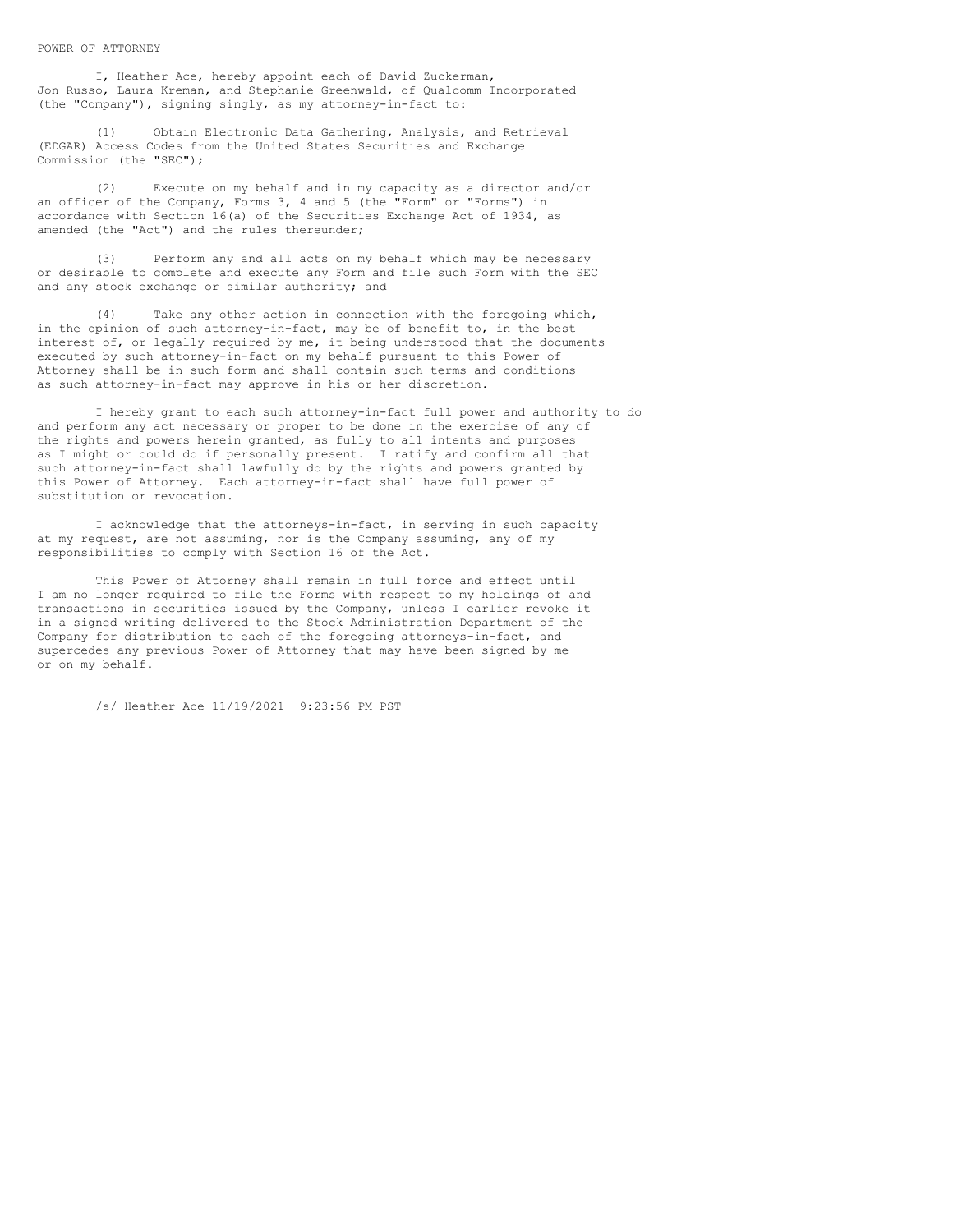# POWER OF ATTORNEY

I, Heather Ace, hereby appoint each of David Zuckerman, Jon Russo, Laura Kreman, and Stephanie Greenwald, of Qualcomm Incorporated (the "Company"), signing singly, as my attorney-in-fact to:

(1) Obtain Electronic Data Gathering, Analysis, and Retrieval (EDGAR) Access Codes from the United States Securities and Exchange Commission (the "SEC");

(2) Execute on my behalf and in my capacity as a director and/or an officer of the Company, Forms 3, 4 and 5 (the "Form" or "Forms") in accordance with Section 16(a) of the Securities Exchange Act of 1934, as amended (the "Act") and the rules thereunder;

(3) Perform any and all acts on my behalf which may be necessary or desirable to complete and execute any Form and file such Form with the SEC and any stock exchange or similar authority; and

(4) Take any other action in connection with the foregoing which, in the opinion of such attorney-in-fact, may be of benefit to, in the best interest of, or legally required by me, it being understood that the documents executed by such attorney-in-fact on my behalf pursuant to this Power of Attorney shall be in such form and shall contain such terms and conditions as such attorney-in-fact may approve in his or her discretion.

I hereby grant to each such attorney-in-fact full power and authority to do and perform any act necessary or proper to be done in the exercise of any of the rights and powers herein granted, as fully to all intents and purposes as I might or could do if personally present. I ratify and confirm all that such attorney-in-fact shall lawfully do by the rights and powers granted by this Power of Attorney. Each attorney-in-fact shall have full power of substitution or revocation.

I acknowledge that the attorneys-in-fact, in serving in such capacity at my request, are not assuming, nor is the Company assuming, any of my responsibilities to comply with Section 16 of the Act.

This Power of Attorney shall remain in full force and effect until I am no longer required to file the Forms with respect to my holdings of and transactions in securities issued by the Company, unless I earlier revoke it in a signed writing delivered to the Stock Administration Department of the Company for distribution to each of the foregoing attorneys-in-fact, and supercedes any previous Power of Attorney that may have been signed by me or on my behalf.

/s/ Heather Ace 11/19/2021 9:23:56 PM PST